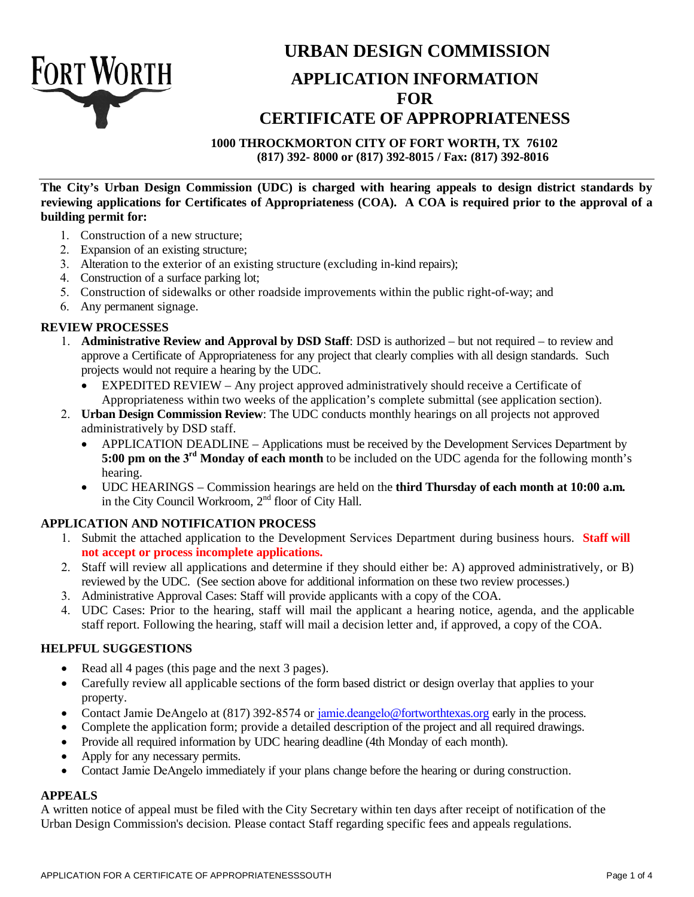FORT WORTH

# URBAN DESIGN COMMISSION
# APPLICATION INFORMATION FOR CERTIFICATE OF APPROPRIATENESS

**1000 THROCKMORTON CITY OF FORT WORTH, TX 76102**
**(817) 392- 8000 or (817) 392-8015 / Fax: (817) 392-8016**

**The City's Urban Design Commission (UDC) is charged with hearing appeals to design district standards by reviewing applications for Certificates of Appropriateness (COA). A COA is required prior to the approval of a building permit for:**

1. Construction of a new structure;
2. Expansion of an existing structure;
3. Alteration to the exterior of an existing structure (excluding in-kind repairs);
4. Construction of a surface parking lot;
5. Construction of sidewalks or other roadside improvements within the public right-of-way; and
6. Any permanent signage.

## REVIEW PROCESSES

1. **Administrative Review and Approval by DSD Staff**: DSD is authorized – but not required – to review and approve a Certificate of Appropriateness for any project that clearly complies with all design standards. Such projects would not require a hearing by the UDC.
   - EXPEDITED REVIEW – Any project approved administratively should receive a Certificate of Appropriateness within two weeks of the application's complete submittal (see application section).
2. **Urban Design Commission Review**: The UDC conducts monthly hearings on all projects not approved administratively by DSD staff.
   - APPLICATION DEADLINE – Applications must be received by the Development Services Department by **5:00 pm on the 3rd Monday of each month** to be included on the UDC agenda for the following month's hearing.
   - UDC HEARINGS – Commission hearings are held on the **third Thursday of each month at 10:00 a.m.** in the City Council Workroom, 2nd floor of City Hall.

## APPLICATION AND NOTIFICATION PROCESS

1. Submit the attached application to the Development Services Department during business hours. **Staff will not accept or process incomplete applications.**
2. Staff will review all applications and determine if they should either be: A) approved administratively, or B) reviewed by the UDC. (See section above for additional information on these two review processes.)
3. Administrative Approval Cases: Staff will provide applicants with a copy of the COA.
4. UDC Cases: Prior to the hearing, staff will mail the applicant a hearing notice, agenda, and the applicable staff report. Following the hearing, staff will mail a decision letter and, if approved, a copy of the COA.

## HELPFUL SUGGESTIONS

- Read all 4 pages (this page and the next 3 pages).
- Carefully review all applicable sections of the form based district or design overlay that applies to your property.
- Contact Jamie DeAngelo at (817) 392-8574 or jamie.deangelo@fortworthtexas.org early in the process.
- Complete the application form; provide a detailed description of the project and all required drawings.
- Provide all required information by UDC hearing deadline (4th Monday of each month).
- Apply for any necessary permits.
- Contact Jamie DeAngelo immediately if your plans change before the hearing or during construction.

## APPEALS

A written notice of appeal must be filed with the City Secretary within ten days after receipt of notification of the Urban Design Commission's decision. Please contact Staff regarding specific fees and appeals regulations.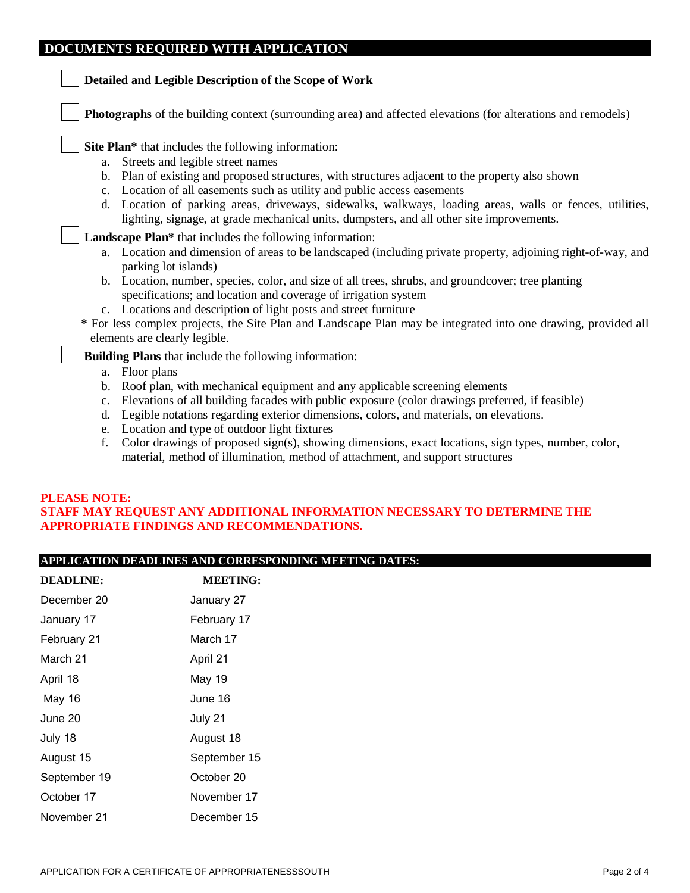## DOCUMENTS REQUIRED WITH APPLICATION

- [ ] **Detailed and Legible Description of the Scope of Work**

- [ ] **Photographs** of the building context (surrounding area) and affected elevations (for alterations and remodels)

- [ ] **Site Plan*** that includes the following information:
  a. Streets and legible street names
  b. Plan of existing and proposed structures, with structures adjacent to the property also shown
  c. Location of all easements such as utility and public access easements
  d. Location of parking areas, driveways, sidewalks, walkways, loading areas, walls or fences, utilities, lighting, signage, at grade mechanical units, dumpsters, and all other site improvements.

- [ ] **Landscape Plan*** that includes the following information:
  a. Location and dimension of areas to be landscaped (including private property, adjoining right-of-way, and parking lot islands)
  b. Location, number, species, color, and size of all trees, shrubs, and groundcover; tree planting specifications; and location and coverage of irrigation system
  c. Locations and description of light posts and street furniture

**\*** For less complex projects, the Site Plan and Landscape Plan may be integrated into one drawing, provided all elements are clearly legible.

- [ ] **Building Plans** that include the following information:
  a. Floor plans
  b. Roof plan, with mechanical equipment and any applicable screening elements
  c. Elevations of all building facades with public exposure (color drawings preferred, if feasible)
  d. Legible notations regarding exterior dimensions, colors, and materials, on elevations.
  e. Location and type of outdoor light fixtures
  f. Color drawings of proposed sign(s), showing dimensions, exact locations, sign types, number, color, material, method of illumination, method of attachment, and support structures

**PLEASE NOTE:**
**STAFF MAY REQUEST ANY ADDITIONAL INFORMATION NECESSARY TO DETERMINE THE APPROPRIATE FINDINGS AND RECOMMENDATIONS.**

## APPLICATION DEADLINES AND CORRESPONDING MEETING DATES:

| DEADLINE: | MEETING: |
|---|---|
| December 20 | January 27 |
| January 17 | February 17 |
| February 21 | March 17 |
| March 21 | April 21 |
| April 18 | May 19 |
| May 16 | June 16 |
| June 20 | July 21 |
| July 18 | August 18 |
| August 15 | September 15 |
| September 19 | October 20 |
| October 17 | November 17 |
| November 21 | December 15 |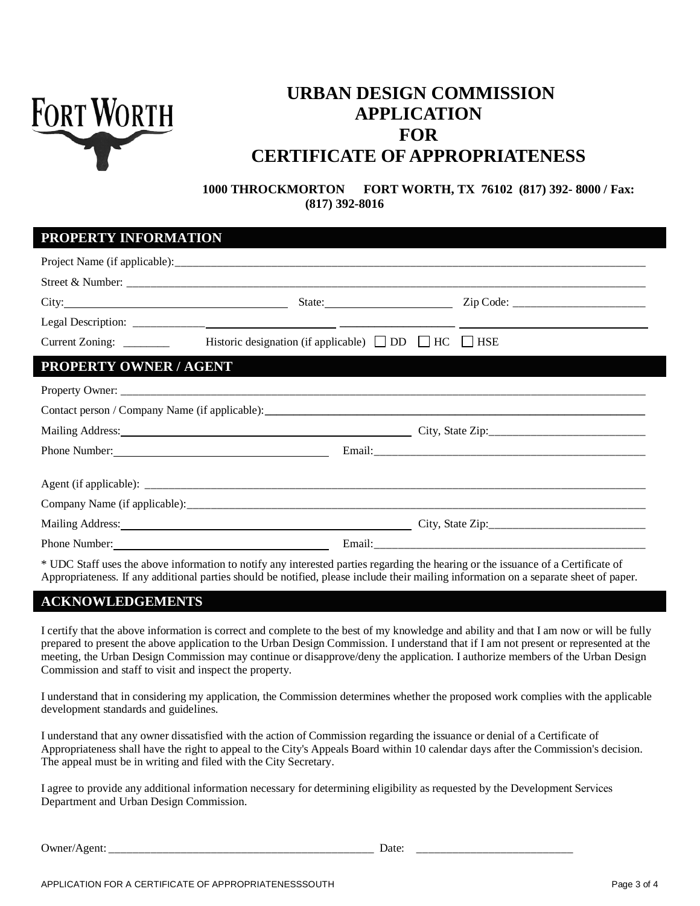# URBAN DESIGN COMMISSION APPLICATION FOR CERTIFICATE OF APPROPRIATENESS

**1000 THROCKMORTON FORT WORTH, TX 76102 (817) 392- 8000 / Fax: (817) 392-8016**

## PROPERTY INFORMATION

Project Name (if applicable):___________________________________________

Street & Number: ___________________________________________

City: ____________________ State: ____________________ Zip Code: ____________________

Legal Description: ___________________________________________

Current Zoning: ________ Historic designation (if applicable) ☐ DD ☐ HC ☐ HSE

## PROPERTY OWNER / AGENT

Property Owner: ___________________________________________

Contact person / Company Name (if applicable): ___________________________________________

Mailing Address: ____________________ City, State Zip: ____________________

Phone Number: ____________________ Email: ____________________

Agent (if applicable): ___________________________________________

Company Name (if applicable): ___________________________________________

Mailing Address: ____________________ City, State Zip: ____________________

Phone Number: ____________________ Email: ____________________

\* UDC Staff uses the above information to notify any interested parties regarding the hearing or the issuance of a Certificate of Appropriateness. If any additional parties should be notified, please include their mailing information on a separate sheet of paper.

## ACKNOWLEDGEMENTS

I certify that the above information is correct and complete to the best of my knowledge and ability and that I am now or will be fully prepared to present the above application to the Urban Design Commission. I understand that if I am not present or represented at the meeting, the Urban Design Commission may continue or disapprove/deny the application. I authorize members of the Urban Design Commission and staff to visit and inspect the property.

I understand that in considering my application, the Commission determines whether the proposed work complies with the applicable development standards and guidelines.

I understand that any owner dissatisfied with the action of Commission regarding the issuance or denial of a Certificate of Appropriateness shall have the right to appeal to the City's Appeals Board within 10 calendar days after the Commission's decision. The appeal must be in writing and filed with the City Secretary.

I agree to provide any additional information necessary for determining eligibility as requested by the Development Services Department and Urban Design Commission.

Owner/Agent: ___________________________________________ Date: ____________________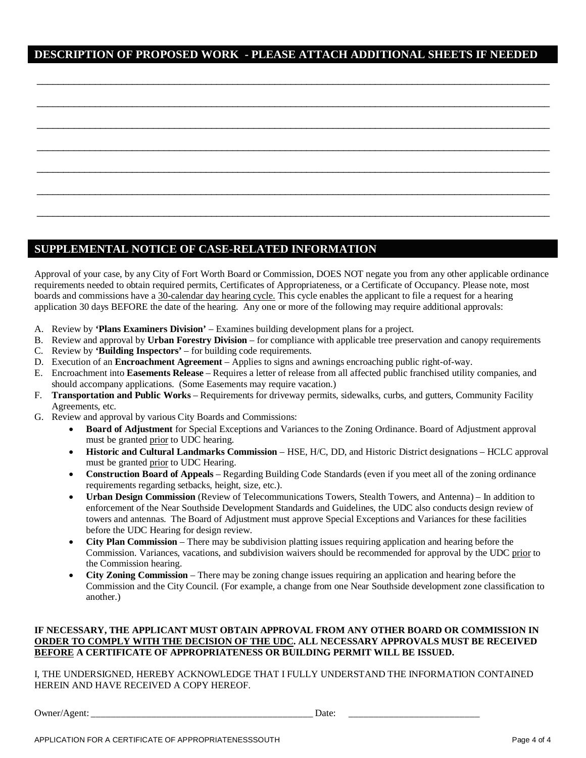## DESCRIPTION OF PROPOSED WORK - PLEASE ATTACH ADDITIONAL SHEETS IF NEEDED

_______________________________________________________________________________

_______________________________________________________________________________

_______________________________________________________________________________

_______________________________________________________________________________

_______________________________________________________________________________

_______________________________________________________________________________

_______________________________________________________________________________

## SUPPLEMENTAL NOTICE OF CASE-RELATED INFORMATION

Approval of your case, by any City of Fort Worth Board or Commission, DOES NOT negate you from any other applicable ordinance requirements needed to obtain required permits, Certificates of Appropriateness, or a Certificate of Occupancy. Please note, most boards and commissions have a 30-calendar day hearing cycle. This cycle enables the applicant to file a request for a hearing application 30 days BEFORE the date of the hearing. Any one or more of the following may require additional approvals:

A. Review by **'Plans Examiners Division'** – Examines building development plans for a project.
B. Review and approval by **Urban Forestry Division** – for compliance with applicable tree preservation and canopy requirements
C. Review by **'Building Inspectors'** – for building code requirements.
D. Execution of an **Encroachment Agreement** – Applies to signs and awnings encroaching public right-of-way.
E. Encroachment into **Easements Release** – Requires a letter of release from all affected public franchised utility companies, and should accompany applications. (Some Easements may require vacation.)
F. **Transportation and Public Works** – Requirements for driveway permits, sidewalks, curbs, and gutters, Community Facility Agreements, etc.
G. Review and approval by various City Boards and Commissions:
    - **Board of Adjustment** for Special Exceptions and Variances to the Zoning Ordinance. Board of Adjustment approval must be granted prior to UDC hearing.
    - **Historic and Cultural Landmarks Commission** – HSE, H/C, DD, and Historic District designations – HCLC approval must be granted prior to UDC Hearing.
    - **Construction Board of Appeals** – Regarding Building Code Standards (even if you meet all of the zoning ordinance requirements regarding setbacks, height, size, etc.).
    - **Urban Design Commission** (Review of Telecommunications Towers, Stealth Towers, and Antenna) – In addition to enforcement of the Near Southside Development Standards and Guidelines, the UDC also conducts design review of towers and antennas. The Board of Adjustment must approve Special Exceptions and Variances for these facilities before the UDC Hearing for design review.
    - **City Plan Commission** – There may be subdivision platting issues requiring application and hearing before the Commission. Variances, vacations, and subdivision waivers should be recommended for approval by the UDC prior to the Commission hearing.
    - **City Zoning Commission** – There may be zoning change issues requiring an application and hearing before the Commission and the City Council. (For example, a change from one Near Southside development zone classification to another.)

**IF NECESSARY, THE APPLICANT MUST OBTAIN APPROVAL FROM ANY OTHER BOARD OR COMMISSION IN ORDER TO COMPLY WITH THE DECISION OF THE UDC. ALL NECESSARY APPROVALS MUST BE RECEIVED BEFORE A CERTIFICATE OF APPROPRIATENESS OR BUILDING PERMIT WILL BE ISSUED.**

I, THE UNDERSIGNED, HEREBY ACKNOWLEDGE THAT I FULLY UNDERSTAND THE INFORMATION CONTAINED HEREIN AND HAVE RECEIVED A COPY HEREOF.

Owner/Agent: ______________________________________________ Date: ___________________________